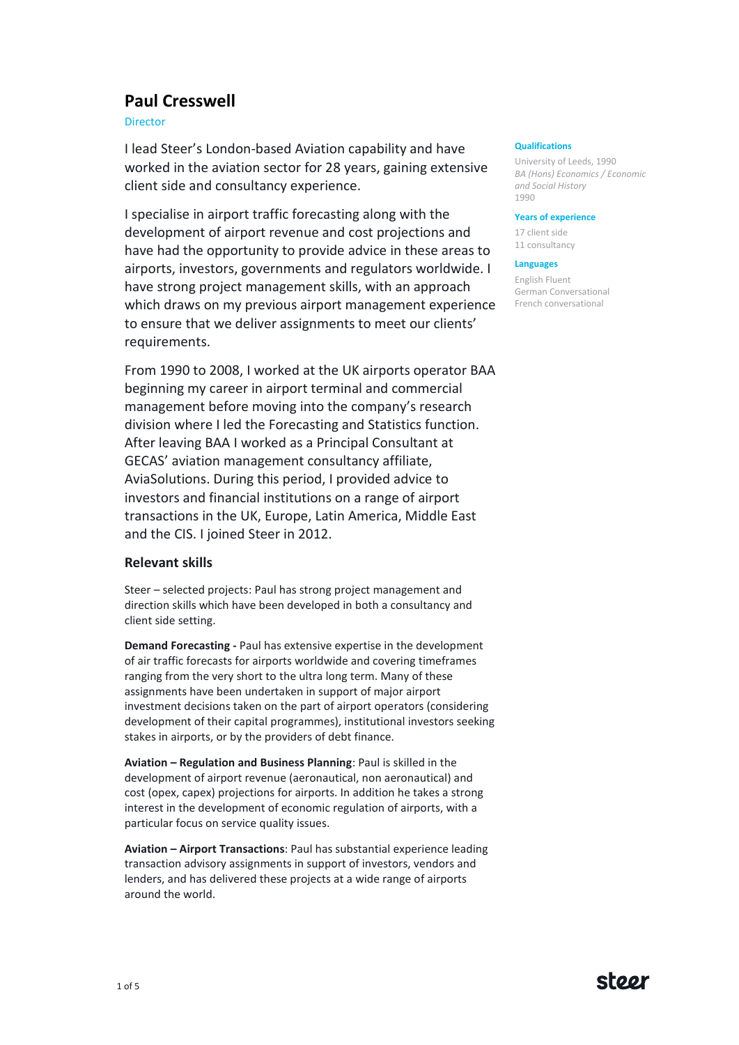# Paul Cresswell

Director

I lead Steer's London-based Aviation capability and have worked in the aviation sector for 28 years, gaining extensive client side and consultancy experience.

I specialise in airport traffic forecasting along with the development of airport revenue and cost projections and have had the opportunity to provide advice in these areas to airports, investors, governments and regulators worldwide. I have strong project management skills, with an approach which draws on my previous airport management experience to ensure that we deliver assignments to meet our clients' requirements.

From 1990 to 2008, I worked at the UK airports operator BAA beginning my career in airport terminal and commercial management before moving into the company's research division where I led the Forecasting and Statistics function. After leaving BAA I worked as a Principal Consultant at GECAS' aviation management consultancy affiliate, AviaSolutions. During this period, I provided advice to investors and financial institutions on a range of airport transactions in the UK, Europe, Latin America, Middle East and the CIS. I joined Steer in 2012.

**Qualifications**

University of Leeds, 1990
*BA (Hons) Economics / Economic and Social History*
1990

**Years of experience**

17 client side
11 consultancy

**Languages**

English Fluent
German Conversational
French conversational

## Relevant skills

Steer – selected projects: Paul has strong project management and direction skills which have been developed in both a consultancy and client side setting.

**Demand Forecasting -** Paul has extensive expertise in the development of air traffic forecasts for airports worldwide and covering timeframes ranging from the very short to the ultra long term. Many of these assignments have been undertaken in support of major airport investment decisions taken on the part of airport operators (considering development of their capital programmes), institutional investors seeking stakes in airports, or by the providers of debt finance.

**Aviation – Regulation and Business Planning**: Paul is skilled in the development of airport revenue (aeronautical, non aeronautical) and cost (opex, capex) projections for airports. In addition he takes a strong interest in the development of economic regulation of airports, with a particular focus on service quality issues.

**Aviation – Airport Transactions**: Paul has substantial experience leading transaction advisory assignments in support of investors, vendors and lenders, and has delivered these projects at a wide range of airports around the world.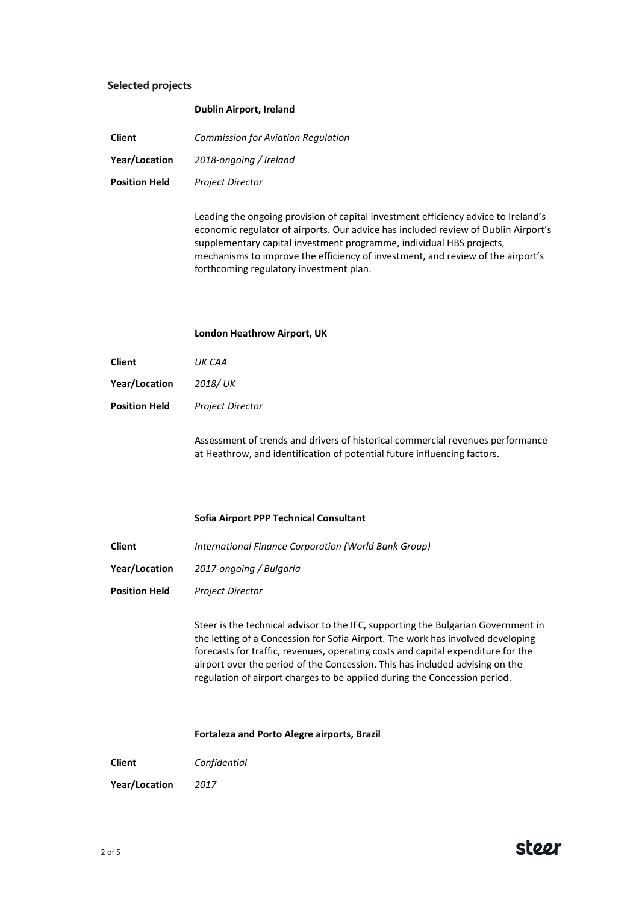## Selected projects

### Dublin Airport, Ireland

**Client** *Commission for Aviation Regulation*

**Year/Location** *2018-ongoing / Ireland*

**Position Held** *Project Director*

Leading the ongoing provision of capital investment efficiency advice to Ireland's economic regulator of airports. Our advice has included review of Dublin Airport's supplementary capital investment programme, individual HBS projects, mechanisms to improve the efficiency of investment, and review of the airport's forthcoming regulatory investment plan.

### London Heathrow Airport, UK

**Client** *UK CAA*

**Year/Location** *2018/ UK*

**Position Held** *Project Director*

Assessment of trends and drivers of historical commercial revenues performance at Heathrow, and identification of potential future influencing factors.

### Sofia Airport PPP Technical Consultant

**Client** *International Finance Corporation (World Bank Group)*

**Year/Location** *2017-ongoing / Bulgaria*

**Position Held** *Project Director*

Steer is the technical advisor to the IFC, supporting the Bulgarian Government in the letting of a Concession for Sofia Airport. The work has involved developing forecasts for traffic, revenues, operating costs and capital expenditure for the airport over the period of the Concession. This has included advising on the regulation of airport charges to be applied during the Concession period.

### Fortaleza and Porto Alegre airports, Brazil

**Client** *Confidential*

**Year/Location** *2017*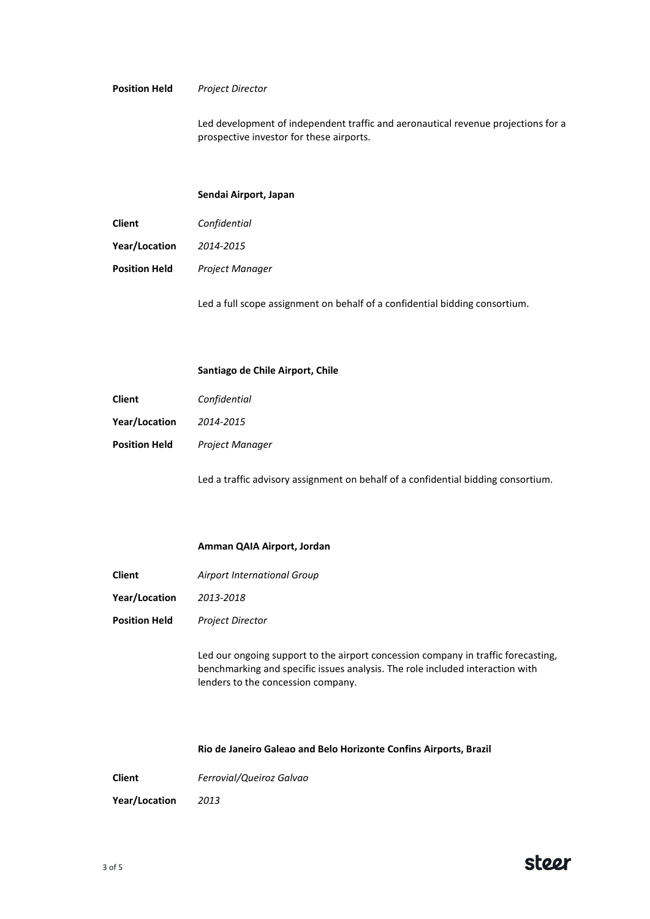**Position Held** *Project Director*

Led development of independent traffic and aeronautical revenue projections for a prospective investor for these airports.

**Sendai Airport, Japan**

**Client** *Confidential*

**Year/Location** *2014-2015*

**Position Held** *Project Manager*

Led a full scope assignment on behalf of a confidential bidding consortium.

**Santiago de Chile Airport, Chile**

**Client** *Confidential*

**Year/Location** *2014-2015*

**Position Held** *Project Manager*

Led a traffic advisory assignment on behalf of a confidential bidding consortium.

**Amman QAIA Airport, Jordan**

**Client** *Airport International Group*

**Year/Location** *2013-2018*

**Position Held** *Project Director*

Led our ongoing support to the airport concession company in traffic forecasting, benchmarking and specific issues analysis. The role included interaction with lenders to the concession company.

**Rio de Janeiro Galeao and Belo Horizonte Confins Airports, Brazil**

**Client** *Ferrovial/Queiroz Galvao*

**Year/Location** *2013*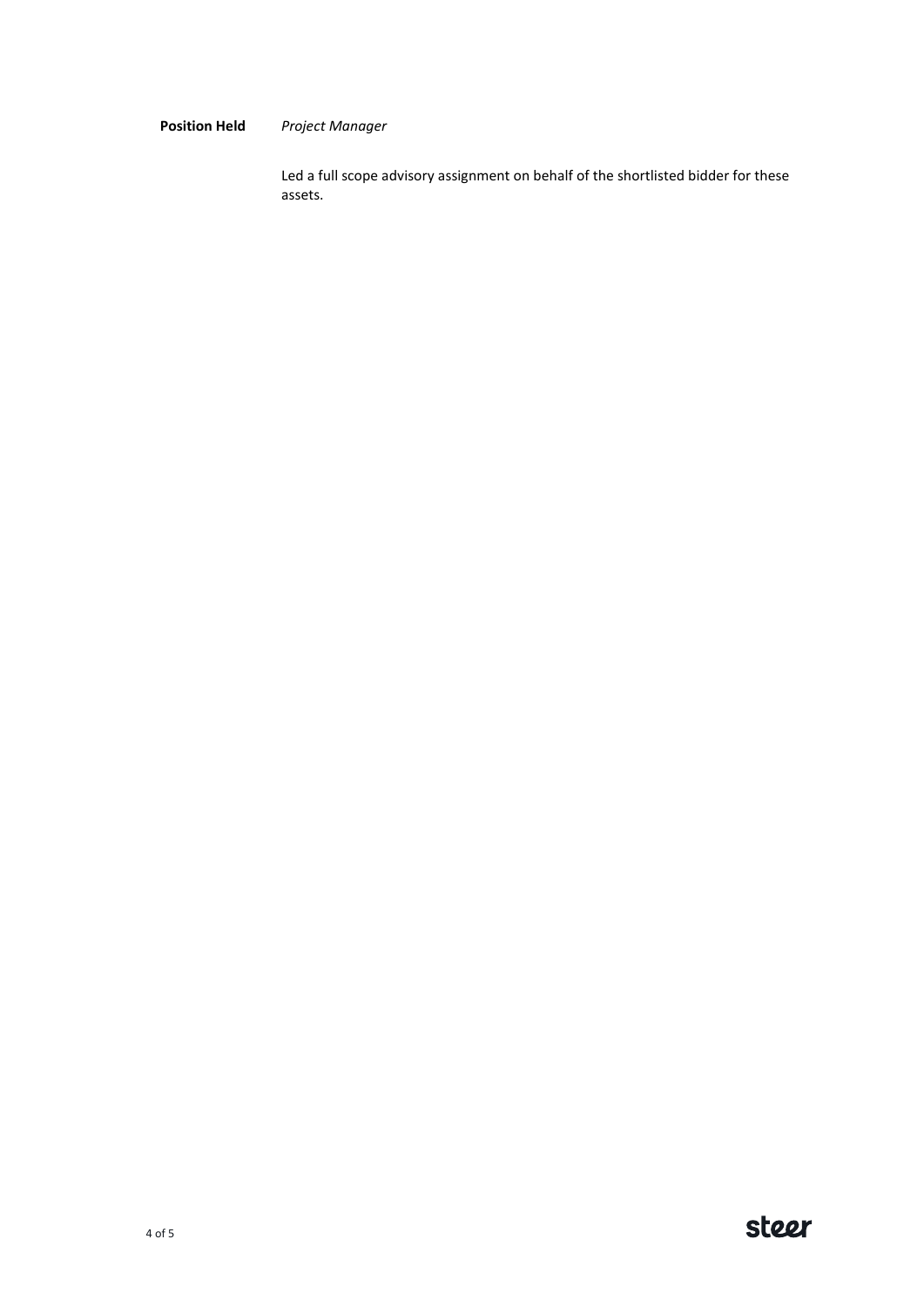**Position Held** *Project Manager*

Led a full scope advisory assignment on behalf of the shortlisted bidder for these assets.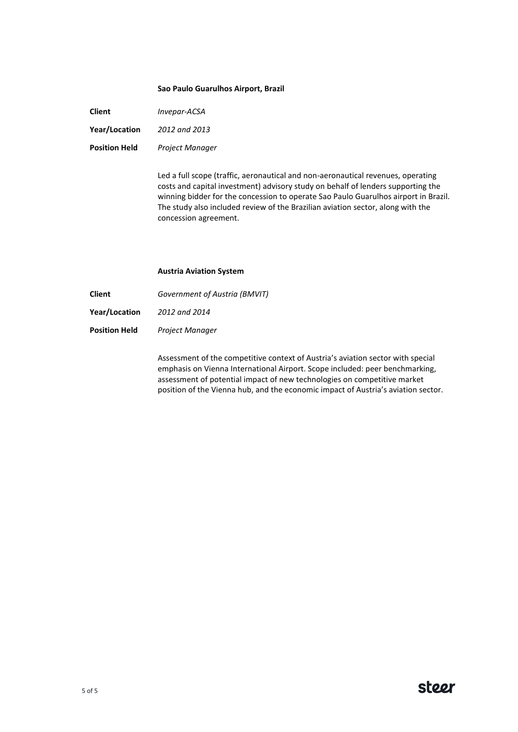**Sao Paulo Guarulhos Airport, Brazil**

**Client** *Invepar-ACSA*

**Year/Location** *2012 and 2013*

**Position Held** *Project Manager*

Led a full scope (traffic, aeronautical and non-aeronautical revenues, operating costs and capital investment) advisory study on behalf of lenders supporting the winning bidder for the concession to operate Sao Paulo Guarulhos airport in Brazil. The study also included review of the Brazilian aviation sector, along with the concession agreement.

**Austria Aviation System**

**Client** *Government of Austria (BMVIT)*

**Year/Location** *2012 and 2014*

**Position Held** *Project Manager*

Assessment of the competitive context of Austria's aviation sector with special emphasis on Vienna International Airport. Scope included: peer benchmarking, assessment of potential impact of new technologies on competitive market position of the Vienna hub, and the economic impact of Austria's aviation sector.